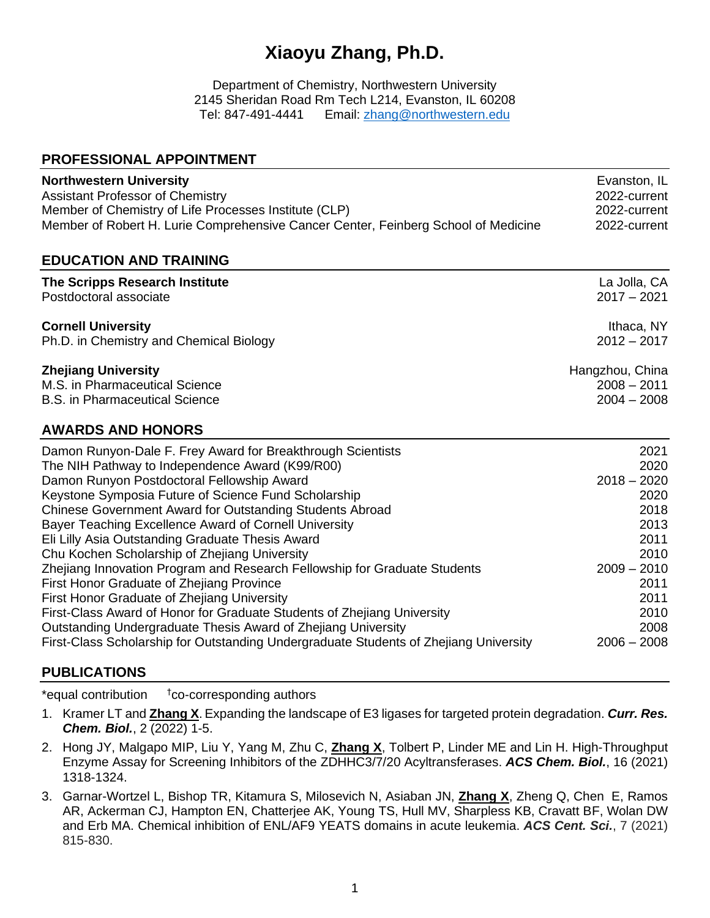# Xiaoyu Zhang, Ph.D.

Department of Chemistry, Northwestern University
2145 Sheridan Road Rm Tech L214, Evanston, IL 60208
Tel: 847-491-4441 Email: zhang@northwestern.edu

## PROFESSIONAL APPOINTMENT

**Northwestern University** — Evanston, IL
Assistant Professor of Chemistry — 2022-current
Member of Chemistry of Life Processes Institute (CLP) — 2022-current
Member of Robert H. Lurie Comprehensive Cancer Center, Feinberg School of Medicine — 2022-current

## EDUCATION AND TRAINING

**The Scripps Research Institute** — La Jolla, CA
Postdoctoral associate — 2017 – 2021

**Cornell University** — Ithaca, NY
Ph.D. in Chemistry and Chemical Biology — 2012 – 2017

**Zhejiang University** — Hangzhou, China
M.S. in Pharmaceutical Science — 2008 – 2011
B.S. in Pharmaceutical Science — 2004 – 2008

## AWARDS AND HONORS

| | |
|---|---|
| Damon Runyon-Dale F. Frey Award for Breakthrough Scientists | 2021 |
| The NIH Pathway to Independence Award (K99/R00) | 2020 |
| Damon Runyon Postdoctoral Fellowship Award | 2018 – 2020 |
| Keystone Symposia Future of Science Fund Scholarship | 2020 |
| Chinese Government Award for Outstanding Students Abroad | 2018 |
| Bayer Teaching Excellence Award of Cornell University | 2013 |
| Eli Lilly Asia Outstanding Graduate Thesis Award | 2011 |
| Chu Kochen Scholarship of Zhejiang University | 2010 |
| Zhejiang Innovation Program and Research Fellowship for Graduate Students | 2009 – 2010 |
| First Honor Graduate of Zhejiang Province | 2011 |
| First Honor Graduate of Zhejiang University | 2011 |
| First-Class Award of Honor for Graduate Students of Zhejiang University | 2010 |
| Outstanding Undergraduate Thesis Award of Zhejiang University | 2008 |
| First-Class Scholarship for Outstanding Undergraduate Students of Zhejiang University | 2006 – 2008 |

## PUBLICATIONS

*equal contribution †co-corresponding authors

1. Kramer LT and **Zhang X**. Expanding the landscape of E3 ligases for targeted protein degradation. ***Curr. Res. Chem. Biol.***, 2 (2022) 1-5.
2. Hong JY, Malgapo MIP, Liu Y, Yang M, Zhu C, **Zhang X**, Tolbert P, Linder ME and Lin H. High-Throughput Enzyme Assay for Screening Inhibitors of the ZDHHC3/7/20 Acyltransferases. ***ACS Chem. Biol.***, 16 (2021) 1318-1324.
3. Garnar-Wortzel L, Bishop TR, Kitamura S, Milosevich N, Asiaban JN, **Zhang X**, Zheng Q, Chen E, Ramos AR, Ackerman CJ, Hampton EN, Chatterjee AK, Young TS, Hull MV, Sharpless KB, Cravatt BF, Wolan DW and Erb MA. Chemical inhibition of ENL/AF9 YEATS domains in acute leukemia. ***ACS Cent. Sci.***, 7 (2021) 815-830.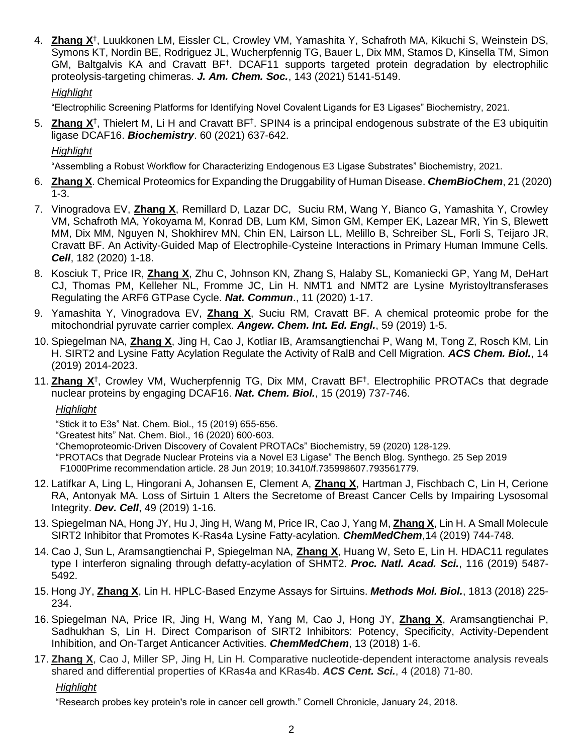4. **Zhang X**[†], Luukkonen LM, Eissler CL, Crowley VM, Yamashita Y, Schafroth MA, Kikuchi S, Weinstein DS, Symons KT, Nordin BE, Rodriguez JL, Wucherpfennig TG, Bauer L, Dix MM, Stamos D, Kinsella TM, Simon GM, Baltgalvis KA and Cravatt BF[†]. DCAF11 supports targeted protein degradation by electrophilic proteolysis-targeting chimeras. ***J. Am. Chem. Soc.***, 143 (2021) 5141-5149.

   *Highlight*

   "Electrophilic Screening Platforms for Identifying Novel Covalent Ligands for E3 Ligases" Biochemistry, 2021.

5. **Zhang X**[†], Thielert M, Li H and Cravatt BF[†]. SPIN4 is a principal endogenous substrate of the E3 ubiquitin ligase DCAF16. ***Biochemistry***. 60 (2021) 637-642.

   *Highlight*

   "Assembling a Robust Workflow for Characterizing Endogenous E3 Ligase Substrates" Biochemistry, 2021.

6. **Zhang X**. Chemical Proteomics for Expanding the Druggability of Human Disease. ***ChemBioChem***, 21 (2020) 1-3.

7. Vinogradova EV, **Zhang X**, Remillard D, Lazar DC, Suciu RM, Wang Y, Bianco G, Yamashita Y, Crowley VM, Schafroth MA, Yokoyama M, Konrad DB, Lum KM, Simon GM, Kemper EK, Lazear MR, Yin S, Blewett MM, Dix MM, Nguyen N, Shokhirev MN, Chin EN, Lairson LL, Melillo B, Schreiber SL, Forli S, Teijaro JR, Cravatt BF. An Activity-Guided Map of Electrophile-Cysteine Interactions in Primary Human Immune Cells. ***Cell***, 182 (2020) 1-18.

8. Kosciuk T, Price IR, **Zhang X**, Zhu C, Johnson KN, Zhang S, Halaby SL, Komaniecki GP, Yang M, DeHart CJ, Thomas PM, Kelleher NL, Fromme JC, Lin H. NMT1 and NMT2 are Lysine Myristoyltransferases Regulating the ARF6 GTPase Cycle. ***Nat. Commun***., 11 (2020) 1-17.

9. Yamashita Y, Vinogradova EV, **Zhang X**, Suciu RM, Cravatt BF. A chemical proteomic probe for the mitochondrial pyruvate carrier complex. ***Angew. Chem. Int. Ed. Engl.***, 59 (2019) 1-5.

10. Spiegelman NA, **Zhang X**, Jing H, Cao J, Kotliar IB, Aramsangtienchai P, Wang M, Tong Z, Rosch KM, Lin H. SIRT2 and Lysine Fatty Acylation Regulate the Activity of RalB and Cell Migration. ***ACS Chem. Biol.***, 14 (2019) 2014-2023.

11. **Zhang X**[†], Crowley VM, Wucherpfennig TG, Dix MM, Cravatt BF[†]. Electrophilic PROTACs that degrade nuclear proteins by engaging DCAF16. ***Nat. Chem. Biol.***, 15 (2019) 737-746.

    *Highlight*

    "Stick it to E3s" Nat. Chem. Biol., 15 (2019) 655-656.
    "Greatest hits" Nat. Chem. Biol., 16 (2020) 600-603.
    "Chemoproteomic-Driven Discovery of Covalent PROTACs" Biochemistry, 59 (2020) 128-129.
    "PROTACs that Degrade Nuclear Proteins via a Novel E3 Ligase" The Bench Blog. Synthego. 25 Sep 2019
    F1000Prime recommendation article. 28 Jun 2019; 10.3410/f.735998607.793561779.

12. Latifkar A, Ling L, Hingorani A, Johansen E, Clement A, **Zhang X**, Hartman J, Fischbach C, Lin H, Cerione RA, Antonyak MA. Loss of Sirtuin 1 Alters the Secretome of Breast Cancer Cells by Impairing Lysosomal Integrity. ***Dev. Cell***, 49 (2019) 1-16.

13. Spiegelman NA, Hong JY, Hu J, Jing H, Wang M, Price IR, Cao J, Yang M, **Zhang X**, Lin H. A Small Molecule SIRT2 Inhibitor that Promotes K-Ras4a Lysine Fatty-acylation. ***ChemMedChem***,14 (2019) 744-748.

14. Cao J, Sun L, Aramsangtienchai P, Spiegelman NA, **Zhang X**, Huang W, Seto E, Lin H. HDAC11 regulates type I interferon signaling through defatty-acylation of SHMT2. ***Proc. Natl. Acad. Sci.***, 116 (2019) 5487-5492.

15. Hong JY, **Zhang X**, Lin H. HPLC-Based Enzyme Assays for Sirtuins. ***Methods Mol. Biol.***, 1813 (2018) 225-234.

16. Spiegelman NA, Price IR, Jing H, Wang M, Yang M, Cao J, Hong JY, **Zhang X**, Aramsangtienchai P, Sadhukhan S, Lin H. Direct Comparison of SIRT2 Inhibitors: Potency, Specificity, Activity-Dependent Inhibition, and On-Target Anticancer Activities. ***ChemMedChem***, 13 (2018) 1-6.

17. **Zhang X**, Cao J, Miller SP, Jing H, Lin H. Comparative nucleotide-dependent interactome analysis reveals shared and differential properties of KRas4a and KRas4b. ***ACS Cent. Sci.***, 4 (2018) 71-80.

    *Highlight*

    "Research probes key protein's role in cancer cell growth." Cornell Chronicle, January 24, 2018.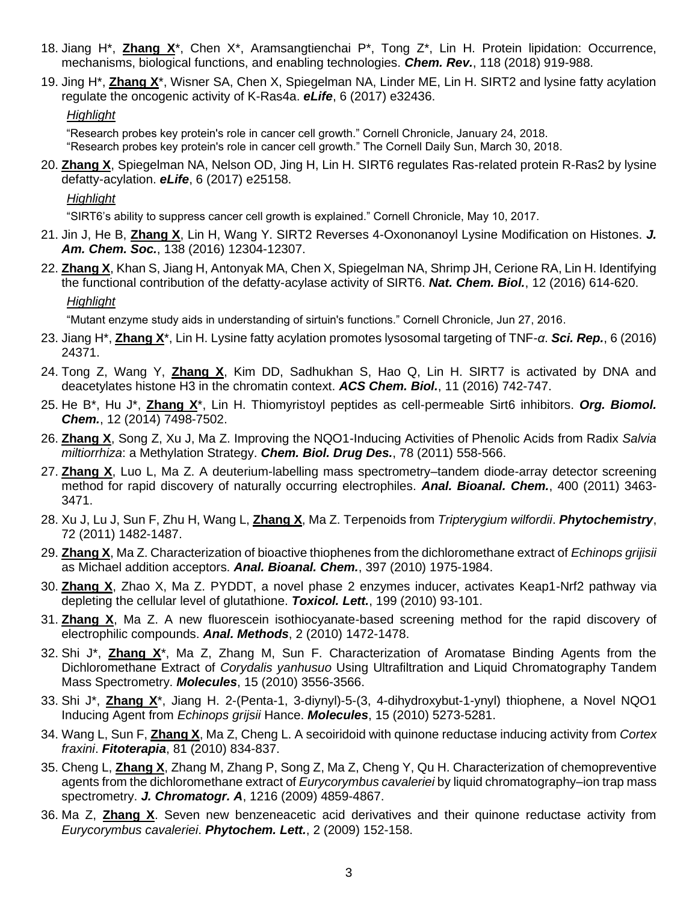18. Jiang H*, **Zhang X***, Chen X*, Aramsangtienchai P*, Tong Z*, Lin H. Protein lipidation: Occurrence, mechanisms, biological functions, and enabling technologies. ***Chem. Rev.***, 118 (2018) 919-988.

19. Jing H*, **Zhang X***, Wisner SA, Chen X, Spiegelman NA, Linder ME, Lin H. SIRT2 and lysine fatty acylation regulate the oncogenic activity of K-Ras4a. ***eLife***, 6 (2017) e32436.

    *Highlight*

    "Research probes key protein's role in cancer cell growth." Cornell Chronicle, January 24, 2018.
    "Research probes key protein's role in cancer cell growth." The Cornell Daily Sun, March 30, 2018.

20. **Zhang X**, Spiegelman NA, Nelson OD, Jing H, Lin H. SIRT6 regulates Ras-related protein R-Ras2 by lysine defatty-acylation. ***eLife***, 6 (2017) e25158.

    *Highlight*

    "SIRT6's ability to suppress cancer cell growth is explained." Cornell Chronicle, May 10, 2017.

21. Jin J, He B, **Zhang X**, Lin H, Wang Y. SIRT2 Reverses 4-Oxononanoyl Lysine Modification on Histones. ***J. Am. Chem. Soc.***, 138 (2016) 12304-12307.

22. **Zhang X**, Khan S, Jiang H, Antonyak MA, Chen X, Spiegelman NA, Shrimp JH, Cerione RA, Lin H. Identifying the functional contribution of the defatty-acylase activity of SIRT6. ***Nat. Chem. Biol.***, 12 (2016) 614-620.

    *Highlight*

    "Mutant enzyme study aids in understanding of sirtuin's functions." Cornell Chronicle, Jun 27, 2016.

23. Jiang H*, **Zhang X***, Lin H. Lysine fatty acylation promotes lysosomal targeting of TNF-*α*. ***Sci. Rep.***, 6 (2016) 24371.

24. Tong Z, Wang Y, **Zhang X**, Kim DD, Sadhukhan S, Hao Q, Lin H. SIRT7 is activated by DNA and deacetylates histone H3 in the chromatin context. ***ACS Chem. Biol.***, 11 (2016) 742-747.

25. He B*, Hu J*, **Zhang X***, Lin H. Thiomyristoyl peptides as cell-permeable Sirt6 inhibitors. ***Org. Biomol. Chem.***, 12 (2014) 7498-7502.

26. **Zhang X**, Song Z, Xu J, Ma Z. Improving the NQO1-Inducing Activities of Phenolic Acids from Radix *Salvia miltiorrhiza*: a Methylation Strategy. ***Chem. Biol. Drug Des.***, 78 (2011) 558-566.

27. **Zhang X**, Luo L, Ma Z. A deuterium-labelling mass spectrometry–tandem diode-array detector screening method for rapid discovery of naturally occurring electrophiles. ***Anal. Bioanal. Chem.***, 400 (2011) 3463-3471.

28. Xu J, Lu J, Sun F, Zhu H, Wang L, **Zhang X**, Ma Z. Terpenoids from *Tripterygium wilfordii*. ***Phytochemistry***, 72 (2011) 1482-1487.

29. **Zhang X**, Ma Z. Characterization of bioactive thiophenes from the dichloromethane extract of *Echinops grijisii* as Michael addition acceptors. ***Anal. Bioanal. Chem.***, 397 (2010) 1975-1984.

30. **Zhang X**, Zhao X, Ma Z. PYDDT, a novel phase 2 enzymes inducer, activates Keap1-Nrf2 pathway via depleting the cellular level of glutathione. ***Toxicol. Lett.***, 199 (2010) 93-101.

31. **Zhang X**, Ma Z. A new fluorescein isothiocyanate-based screening method for the rapid discovery of electrophilic compounds. ***Anal. Methods***, 2 (2010) 1472-1478.

32. Shi J*, **Zhang X***, Ma Z, Zhang M, Sun F. Characterization of Aromatase Binding Agents from the Dichloromethane Extract of *Corydalis yanhusuo* Using Ultrafiltration and Liquid Chromatography Tandem Mass Spectrometry. ***Molecules***, 15 (2010) 3556-3566.

33. Shi J*, **Zhang X***, Jiang H. 2-(Penta-1, 3-diynyl)-5-(3, 4-dihydroxybut-1-ynyl) thiophene, a Novel NQO1 Inducing Agent from *Echinops grijsii* Hance. ***Molecules***, 15 (2010) 5273-5281.

34. Wang L, Sun F, **Zhang X**, Ma Z, Cheng L. A secoiridoid with quinone reductase inducing activity from *Cortex fraxini*. ***Fitoterapia***, 81 (2010) 834-837.

35. Cheng L, **Zhang X**, Zhang M, Zhang P, Song Z, Ma Z, Cheng Y, Qu H. Characterization of chemopreventive agents from the dichloromethane extract of *Eurycorymbus cavaleriei* by liquid chromatography–ion trap mass spectrometry. ***J. Chromatogr. A***, 1216 (2009) 4859-4867.

36. Ma Z, **Zhang X**. Seven new benzeneacetic acid derivatives and their quinone reductase activity from *Eurycorymbus cavaleriei*. ***Phytochem. Lett.***, 2 (2009) 152-158.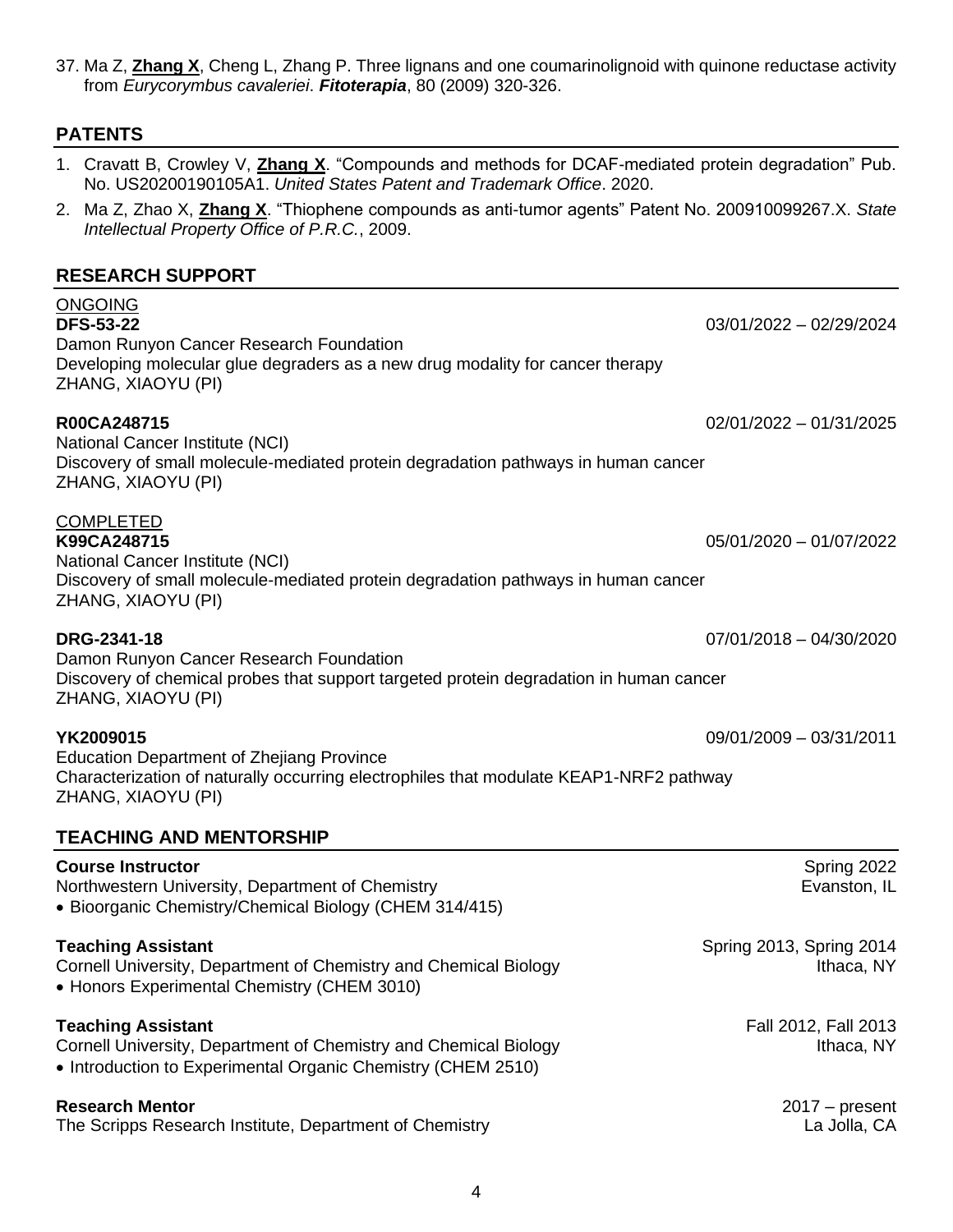37. Ma Z, **Zhang X**, Cheng L, Zhang P. Three lignans and one coumarinolignoid with quinone reductase activity from *Eurycorymbus cavaleriei*. ***Fitoterapia***, 80 (2009) 320-326.

## PATENTS

1. Cravatt B, Crowley V, **Zhang X**. "Compounds and methods for DCAF-mediated protein degradation" Pub. No. US20200190105A1. *United States Patent and Trademark Office*. 2020.
2. Ma Z, Zhao X, **Zhang X**. "Thiophene compounds as anti-tumor agents" Patent No. 200910099267.X. *State Intellectual Property Office of P.R.C.*, 2009.

## RESEARCH SUPPORT

ONGOING

**DFS-53-22** 03/01/2022 – 02/29/2024
Damon Runyon Cancer Research Foundation
Developing molecular glue degraders as a new drug modality for cancer therapy
ZHANG, XIAOYU (PI)

**R00CA248715** 02/01/2022 – 01/31/2025
National Cancer Institute (NCI)
Discovery of small molecule-mediated protein degradation pathways in human cancer
ZHANG, XIAOYU (PI)

COMPLETED

**K99CA248715** 05/01/2020 – 01/07/2022
National Cancer Institute (NCI)
Discovery of small molecule-mediated protein degradation pathways in human cancer
ZHANG, XIAOYU (PI)

**DRG-2341-18** 07/01/2018 – 04/30/2020
Damon Runyon Cancer Research Foundation
Discovery of chemical probes that support targeted protein degradation in human cancer
ZHANG, XIAOYU (PI)

**YK2009015** 09/01/2009 – 03/31/2011
Education Department of Zhejiang Province
Characterization of naturally occurring electrophiles that modulate KEAP1-NRF2 pathway
ZHANG, XIAOYU (PI)

## TEACHING AND MENTORSHIP

**Course Instructor** Spring 2022
Northwestern University, Department of Chemistry Evanston, IL
- Bioorganic Chemistry/Chemical Biology (CHEM 314/415)

**Teaching Assistant** Spring 2013, Spring 2014
Cornell University, Department of Chemistry and Chemical Biology Ithaca, NY
- Honors Experimental Chemistry (CHEM 3010)

**Teaching Assistant** Fall 2012, Fall 2013
Cornell University, Department of Chemistry and Chemical Biology Ithaca, NY
- Introduction to Experimental Organic Chemistry (CHEM 2510)

**Research Mentor** 2017 – present
The Scripps Research Institute, Department of Chemistry La Jolla, CA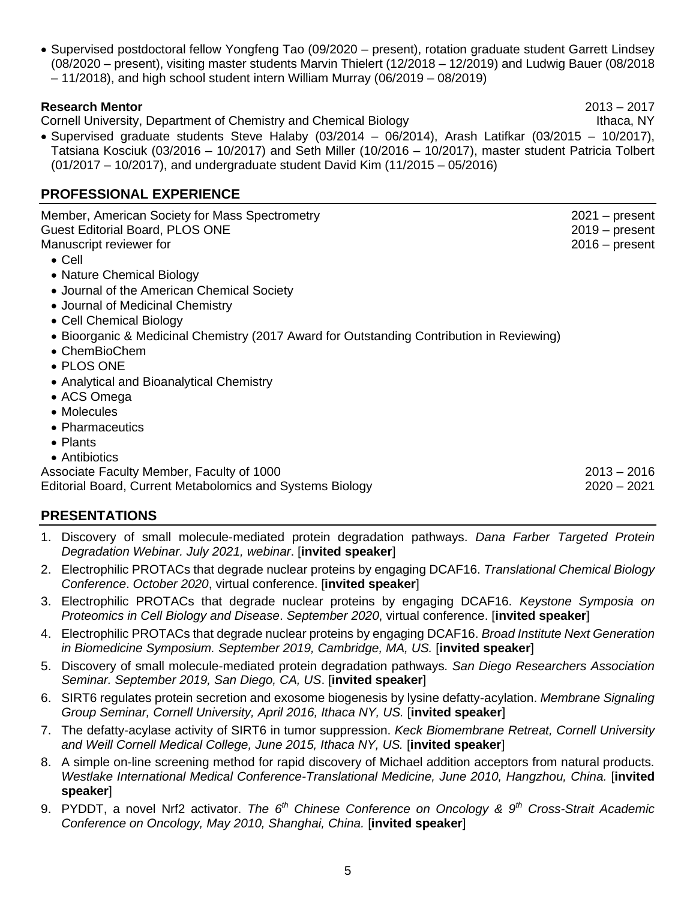- Supervised postdoctoral fellow Yongfeng Tao (09/2020 – present), rotation graduate student Garrett Lindsey (08/2020 – present), visiting master students Marvin Thielert (12/2018 – 12/2019) and Ludwig Bauer (08/2018 – 11/2018), and high school student intern William Murray (06/2019 – 08/2019)

**Research Mentor** 2013 – 2017
Cornell University, Department of Chemistry and Chemical Biology Ithaca, NY

- Supervised graduate students Steve Halaby (03/2014 – 06/2014), Arash Latifkar (03/2015 – 10/2017), Tatsiana Kosciuk (03/2016 – 10/2017) and Seth Miller (10/2016 – 10/2017), master student Patricia Tolbert (01/2017 – 10/2017), and undergraduate student David Kim (11/2015 – 05/2016)

## PROFESSIONAL EXPERIENCE

Member, American Society for Mass Spectrometry 2021 – present
Guest Editorial Board, PLOS ONE 2019 – present
Manuscript reviewer for 2016 – present

- Cell
- Nature Chemical Biology
- Journal of the American Chemical Society
- Journal of Medicinal Chemistry
- Cell Chemical Biology
- Bioorganic & Medicinal Chemistry (2017 Award for Outstanding Contribution in Reviewing)
- ChemBioChem
- PLOS ONE
- Analytical and Bioanalytical Chemistry
- ACS Omega
- Molecules
- Pharmaceutics
- Plants
- Antibiotics

Associate Faculty Member, Faculty of 1000 2013 – 2016
Editorial Board, Current Metabolomics and Systems Biology 2020 – 2021

## PRESENTATIONS

1. Discovery of small molecule-mediated protein degradation pathways. *Dana Farber Targeted Protein Degradation Webinar. July 2021, webinar*. [**invited speaker**]
2. Electrophilic PROTACs that degrade nuclear proteins by engaging DCAF16. *Translational Chemical Biology Conference*. *October 2020*, virtual conference. [**invited speaker**]
3. Electrophilic PROTACs that degrade nuclear proteins by engaging DCAF16. *Keystone Symposia on Proteomics in Cell Biology and Disease*. *September 2020*, virtual conference. [**invited speaker**]
4. Electrophilic PROTACs that degrade nuclear proteins by engaging DCAF16. *Broad Institute Next Generation in Biomedicine Symposium. September 2019, Cambridge, MA, US.* [**invited speaker**]
5. Discovery of small molecule-mediated protein degradation pathways. *San Diego Researchers Association Seminar. September 2019, San Diego, CA, US*. [**invited speaker**]
6. SIRT6 regulates protein secretion and exosome biogenesis by lysine defatty-acylation. *Membrane Signaling Group Seminar, Cornell University, April 2016, Ithaca NY, US.* [**invited speaker**]
7. The defatty-acylase activity of SIRT6 in tumor suppression. *Keck Biomembrane Retreat, Cornell University and Weill Cornell Medical College, June 2015, Ithaca NY, US.* [**invited speaker**]
8. A simple on-line screening method for rapid discovery of Michael addition acceptors from natural products. *Westlake International Medical Conference-Translational Medicine, June 2010, Hangzhou, China.* [**invited speaker**]
9. PYDDT, a novel Nrf2 activator. *The 6th Chinese Conference on Oncology & 9th Cross-Strait Academic Conference on Oncology, May 2010, Shanghai, China.* [**invited speaker**]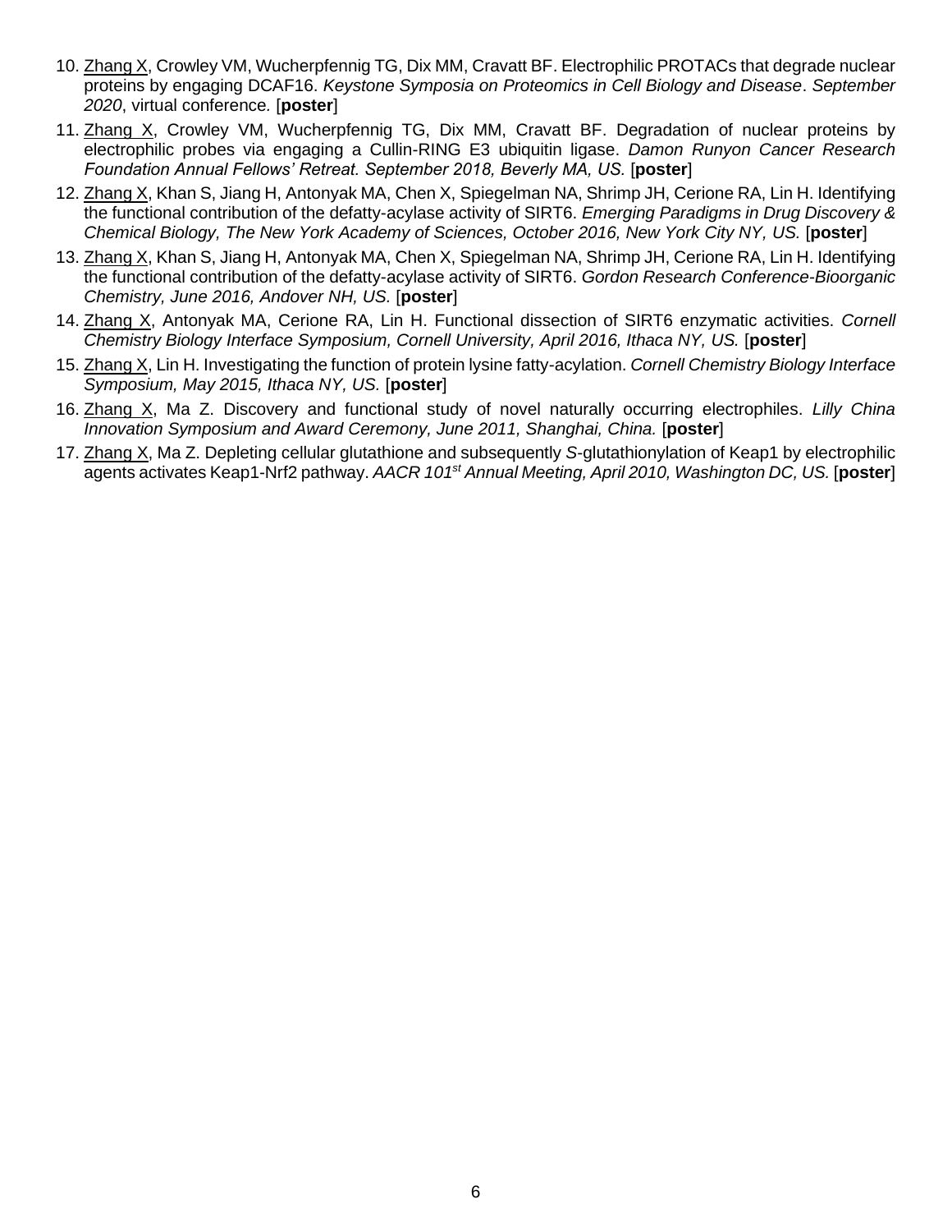10. <u>Zhang X</u>, Crowley VM, Wucherpfennig TG, Dix MM, Cravatt BF. Electrophilic PROTACs that degrade nuclear proteins by engaging DCAF16. *Keystone Symposia on Proteomics in Cell Biology and Disease*. *September 2020*, virtual conference. [**poster**]
11. <u>Zhang X</u>, Crowley VM, Wucherpfennig TG, Dix MM, Cravatt BF. Degradation of nuclear proteins by electrophilic probes via engaging a Cullin-RING E3 ubiquitin ligase. *Damon Runyon Cancer Research Foundation Annual Fellows' Retreat. September 2018, Beverly MA, US.* [**poster**]
12. <u>Zhang X</u>, Khan S, Jiang H, Antonyak MA, Chen X, Spiegelman NA, Shrimp JH, Cerione RA, Lin H. Identifying the functional contribution of the defatty-acylase activity of SIRT6. *Emerging Paradigms in Drug Discovery & Chemical Biology, The New York Academy of Sciences, October 2016, New York City NY, US.* [**poster**]
13. <u>Zhang X</u>, Khan S, Jiang H, Antonyak MA, Chen X, Spiegelman NA, Shrimp JH, Cerione RA, Lin H. Identifying the functional contribution of the defatty-acylase activity of SIRT6. *Gordon Research Conference-Bioorganic Chemistry, June 2016, Andover NH, US.* [**poster**]
14. <u>Zhang X</u>, Antonyak MA, Cerione RA, Lin H. Functional dissection of SIRT6 enzymatic activities. *Cornell Chemistry Biology Interface Symposium, Cornell University, April 2016, Ithaca NY, US.* [**poster**]
15. <u>Zhang X</u>, Lin H. Investigating the function of protein lysine fatty-acylation. *Cornell Chemistry Biology Interface Symposium, May 2015, Ithaca NY, US.* [**poster**]
16. <u>Zhang X</u>, Ma Z. Discovery and functional study of novel naturally occurring electrophiles. *Lilly China Innovation Symposium and Award Ceremony, June 2011, Shanghai, China.* [**poster**]
17. <u>Zhang X</u>, Ma Z. Depleting cellular glutathione and subsequently *S*-glutathionylation of Keap1 by electrophilic agents activates Keap1-Nrf2 pathway. *AACR 101st Annual Meeting, April 2010, Washington DC, US.* [**poster**]